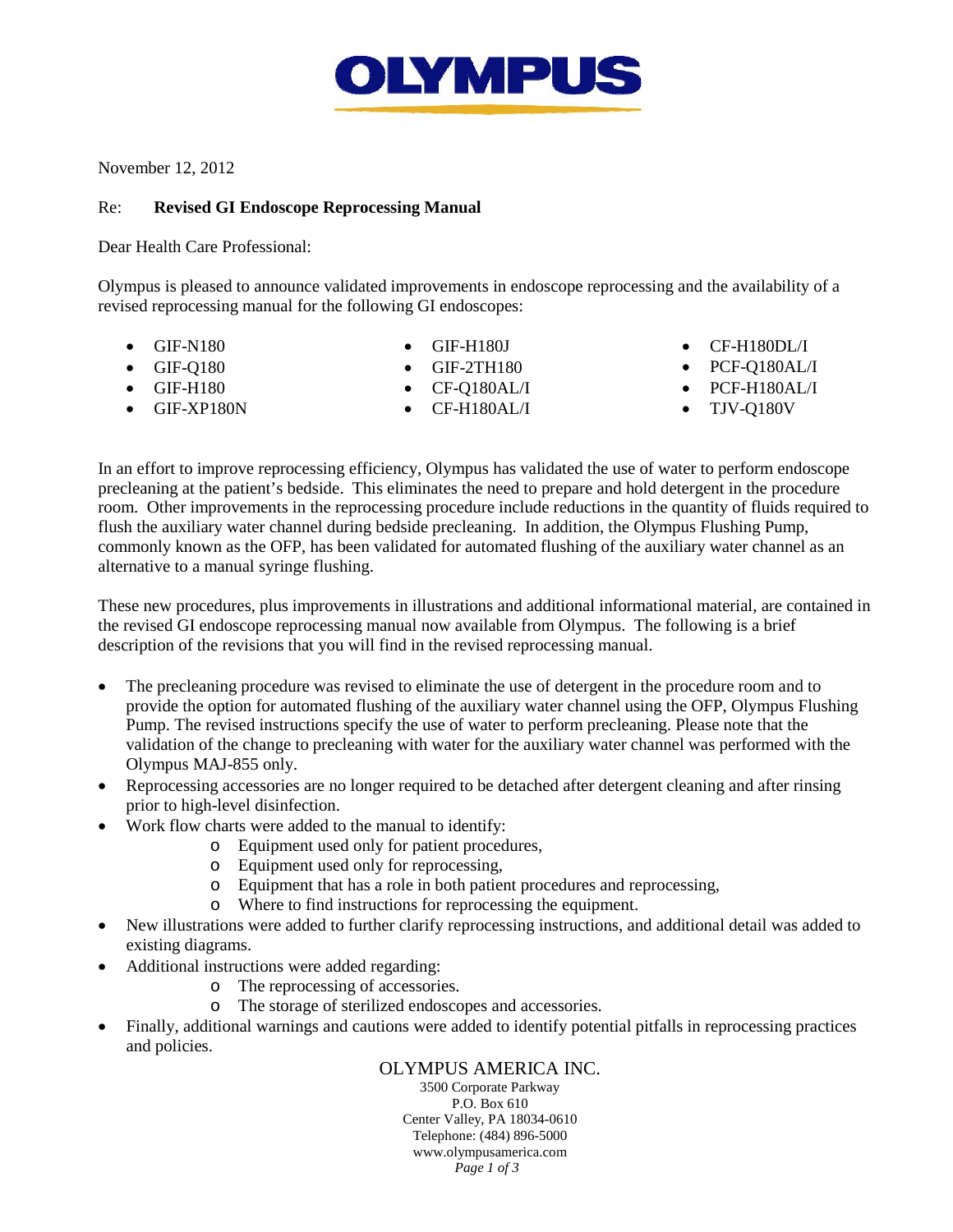OLYMPUS

November 12, 2012

Re: **Revised GI Endoscope Reprocessing Manual**

Dear Health Care Professional:

Olympus is pleased to announce validated improvements in endoscope reprocessing and the availability of a revised reprocessing manual for the following GI endoscopes:

- GIF-N180
- GIF-Q180
- GIF-H180
- GIF-XP180N
- GIF-H180J
- GIF-2TH180
- CF-Q180AL/I
- CF-H180AL/I
- CF-H180DL/I
- PCF-Q180AL/I
- PCF-H180AL/I
- TJV-Q180V

In an effort to improve reprocessing efficiency, Olympus has validated the use of water to perform endoscope precleaning at the patient's bedside. This eliminates the need to prepare and hold detergent in the procedure room. Other improvements in the reprocessing procedure include reductions in the quantity of fluids required to flush the auxiliary water channel during bedside precleaning. In addition, the Olympus Flushing Pump, commonly known as the OFP, has been validated for automated flushing of the auxiliary water channel as an alternative to a manual syringe flushing.

These new procedures, plus improvements in illustrations and additional informational material, are contained in the revised GI endoscope reprocessing manual now available from Olympus. The following is a brief description of the revisions that you will find in the revised reprocessing manual.

- The precleaning procedure was revised to eliminate the use of detergent in the procedure room and to provide the option for automated flushing of the auxiliary water channel using the OFP, Olympus Flushing Pump. The revised instructions specify the use of water to perform precleaning. Please note that the validation of the change to precleaning with water for the auxiliary water channel was performed with the Olympus MAJ-855 only.
- Reprocessing accessories are no longer required to be detached after detergent cleaning and after rinsing prior to high-level disinfection.
- Work flow charts were added to the manual to identify:
  - Equipment used only for patient procedures,
  - Equipment used only for reprocessing,
  - Equipment that has a role in both patient procedures and reprocessing,
  - Where to find instructions for reprocessing the equipment.
- New illustrations were added to further clarify reprocessing instructions, and additional detail was added to existing diagrams.
- Additional instructions were added regarding:
  - The reprocessing of accessories.
  - The storage of sterilized endoscopes and accessories.
- Finally, additional warnings and cautions were added to identify potential pitfalls in reprocessing practices and policies.

OLYMPUS AMERICA INC.
3500 Corporate Parkway
P.O. Box 610
Center Valley, PA 18034-0610
Telephone: (484) 896-5000
www.olympusamerica.com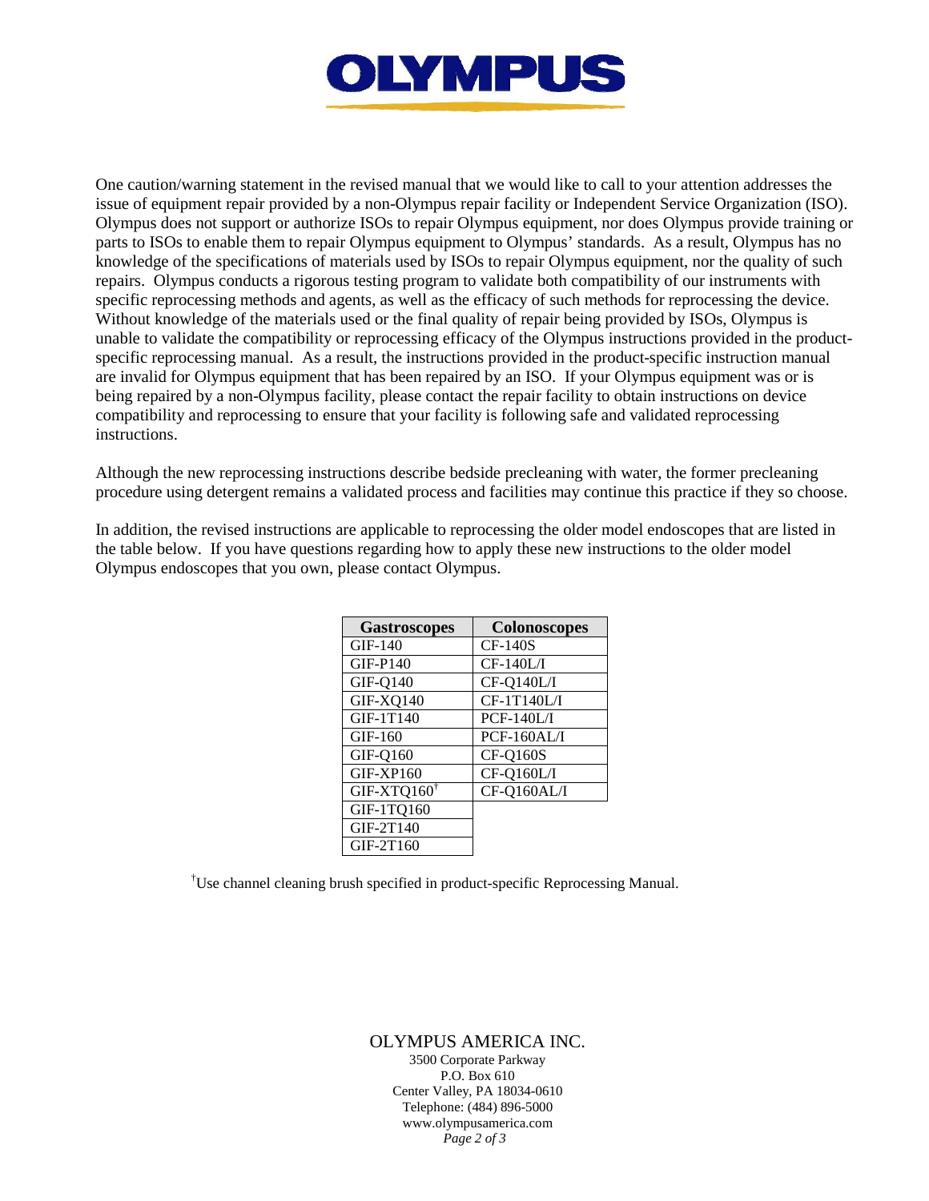One caution/warning statement in the revised manual that we would like to call to your attention addresses the issue of equipment repair provided by a non-Olympus repair facility or Independent Service Organization (ISO). Olympus does not support or authorize ISOs to repair Olympus equipment, nor does Olympus provide training or parts to ISOs to enable them to repair Olympus equipment to Olympus' standards. As a result, Olympus has no knowledge of the specifications of materials used by ISOs to repair Olympus equipment, nor the quality of such repairs. Olympus conducts a rigorous testing program to validate both compatibility of our instruments with specific reprocessing methods and agents, as well as the efficacy of such methods for reprocessing the device. Without knowledge of the materials used or the final quality of repair being provided by ISOs, Olympus is unable to validate the compatibility or reprocessing efficacy of the Olympus instructions provided in the product-specific reprocessing manual. As a result, the instructions provided in the product-specific instruction manual are invalid for Olympus equipment that has been repaired by an ISO. If your Olympus equipment was or is being repaired by a non-Olympus facility, please contact the repair facility to obtain instructions on device compatibility and reprocessing to ensure that your facility is following safe and validated reprocessing instructions.

Although the new reprocessing instructions describe bedside precleaning with water, the former precleaning procedure using detergent remains a validated process and facilities may continue this practice if they so choose.

In addition, the revised instructions are applicable to reprocessing the older model endoscopes that are listed in the table below. If you have questions regarding how to apply these new instructions to the older model Olympus endoscopes that you own, please contact Olympus.

| Gastroscopes | Colonoscopes |
|---|---|
| GIF-140 | CF-140S |
| GIF-P140 | CF-140L/I |
| GIF-Q140 | CF-Q140L/I |
| GIF-XQ140 | CF-1T140L/I |
| GIF-1T140 | PCF-140L/I |
| GIF-160 | PCF-160AL/I |
| GIF-Q160 | CF-Q160S |
| GIF-XP160 | CF-Q160L/I |
| GIF-XTQ160† | CF-Q160AL/I |
| GIF-1TQ160 | |
| GIF-2T140 | |
| GIF-2T160 | |

†Use channel cleaning brush specified in product-specific Reprocessing Manual.

OLYMPUS AMERICA INC.
3500 Corporate Parkway
P.O. Box 610
Center Valley, PA 18034-0610
Telephone: (484) 896-5000
www.olympusamerica.com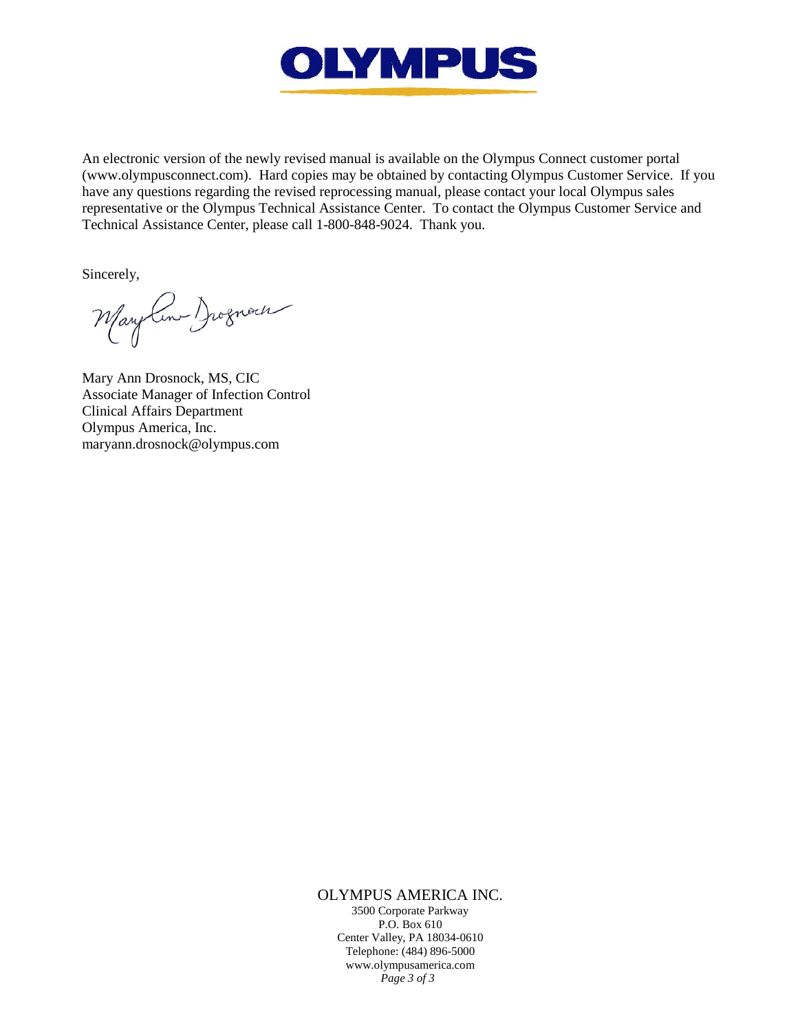OLYMPUS

An electronic version of the newly revised manual is available on the Olympus Connect customer portal (www.olympusconnect.com). Hard copies may be obtained by contacting Olympus Customer Service. If you have any questions regarding the revised reprocessing manual, please contact your local Olympus sales representative or the Olympus Technical Assistance Center. To contact the Olympus Customer Service and Technical Assistance Center, please call 1-800-848-9024. Thank you.

Sincerely,

Mary Ann Drosnock, MS, CIC
Associate Manager of Infection Control
Clinical Affairs Department
Olympus America, Inc.
maryann.drosnock@olympus.com

OLYMPUS AMERICA INC.
3500 Corporate Parkway
P.O. Box 610
Center Valley, PA 18034-0610
Telephone: (484) 896-5000
www.olympusamerica.com